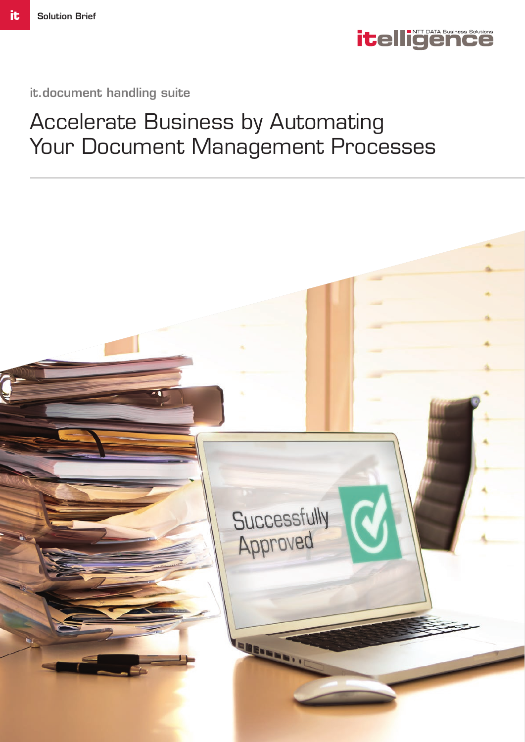Solution Brief

it.document handling suite

# Accelerate Business by Automating Your Document Management Processes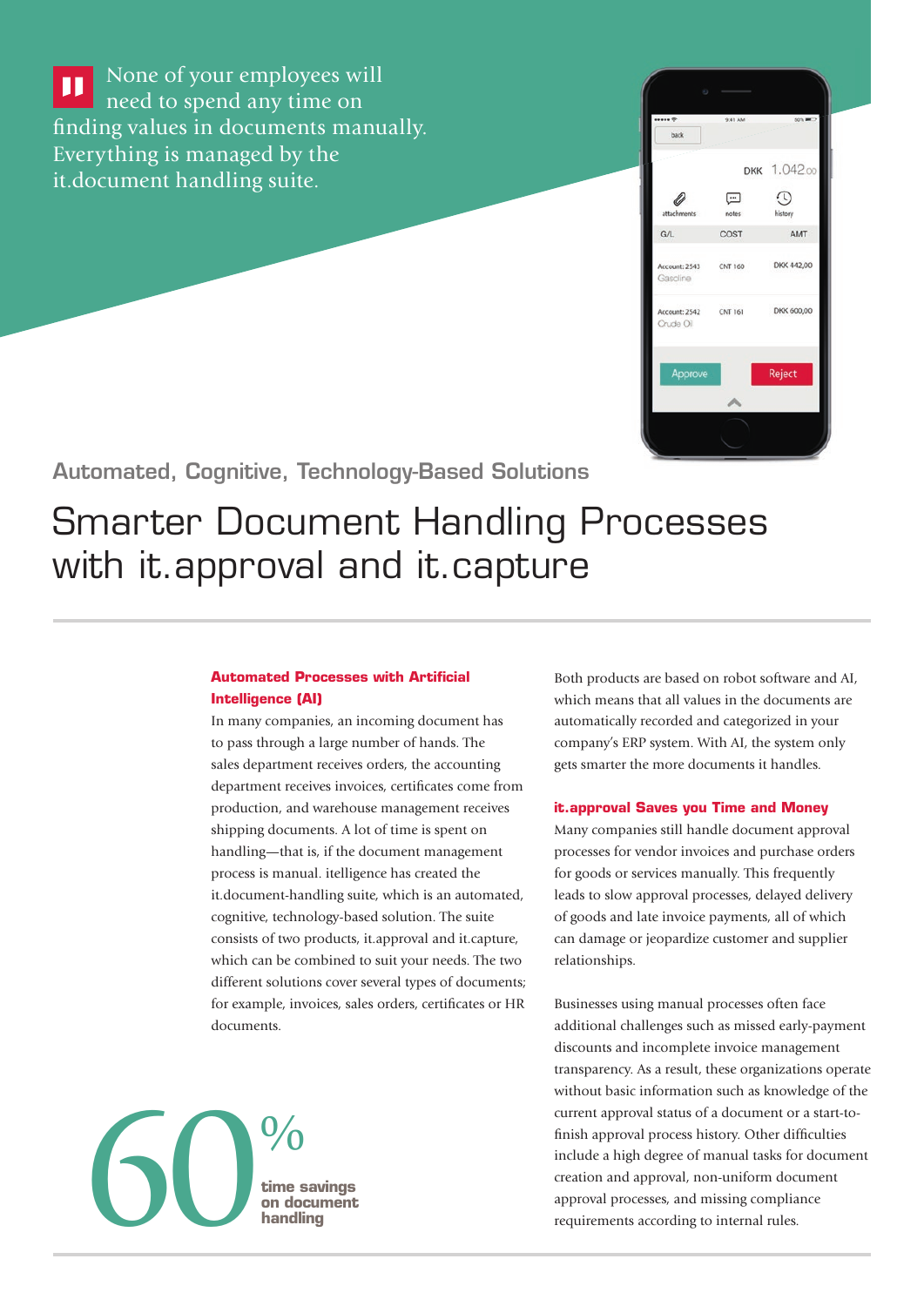None of your employees will need to spend any time on finding values in documents manually. Everything is managed by the it.document handling suite.

### Automated, Cognitive, Technology-Based Solutions

# Smarter Document Handling Processes with it.approval and it.capture

**Automated Processes with Artificial Intelligence (AI)**

In many companies, an incoming document has to pass through a large number of hands. The sales department receives orders, the accounting department receives invoices, certificates come from production, and warehouse management receives shipping documents. A lot of time is spent on handling—that is, if the document management process is manual. itelligence has created the it.document-handling suite, which is an automated, cognitive, technology-based solution. The suite consists of two products, it.approval and it.capture, which can be combined to suit your needs. The two different solutions cover several types of documents; for example, invoices, sales orders, certificates or HR documents.

**60%** time savings on document handling

Both products are based on robot software and AI, which means that all values in the documents are automatically recorded and categorized in your company's ERP system. With AI, the system only gets smarter the more documents it handles.

**it.approval Saves you Time and Money**

Many companies still handle document approval processes for vendor invoices and purchase orders for goods or services manually. This frequently leads to slow approval processes, delayed delivery of goods and late invoice payments, all of which can damage or jeopardize customer and supplier relationships.

Businesses using manual processes often face additional challenges such as missed early-payment discounts and incomplete invoice management transparency. As a result, these organizations operate without basic information such as knowledge of the current approval status of a document or a start-to-finish approval process history. Other difficulties include a high degree of manual tasks for document creation and approval, non-uniform document approval processes, and missing compliance requirements according to internal rules.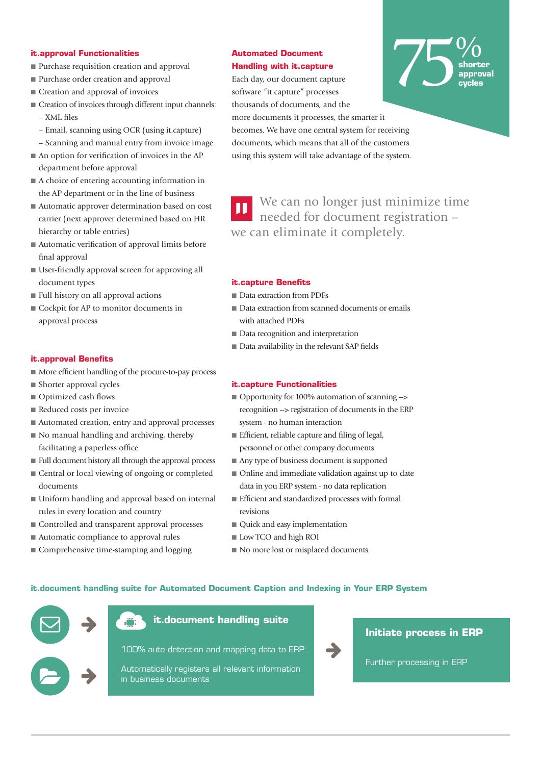## it.approval Functionalities

- Purchase requisition creation and approval
- Purchase order creation and approval
- Creation and approval of invoices
- Creation of invoices through different input channels:
  - XML files
  - Email, scanning using OCR (using it.capture)
  - Scanning and manual entry from invoice image
- An option for verification of invoices in the AP department before approval
- A choice of entering accounting information in the AP department or in the line of business
- Automatic approver determination based on cost carrier (next approver determined based on HR hierarchy or table entries)
- Automatic verification of approval limits before final approval
- User-friendly approval screen for approving all document types
- Full history on all approval actions
- Cockpit for AP to monitor documents in approval process

## it.approval Benefits

- More efficient handling of the procure-to-pay process
- Shorter approval cycles
- Optimized cash flows
- Reduced costs per invoice
- Automated creation, entry and approval processes
- No manual handling and archiving, thereby facilitating a paperless office
- Full document history all through the approval process
- Central or local viewing of ongoing or completed documents
- Uniform handling and approval based on internal rules in every location and country
- Controlled and transparent approval processes
- Automatic compliance to approval rules
- Comprehensive time-stamping and logging

## Automated Document Handling with it.capture

Each day, our document capture software "it.capture" processes thousands of documents, and the more documents it processes, the smarter it becomes. We have one central system for receiving documents, which means that all of the customers using this system will take advantage of the system.

**75% shorter approval cycles**

> We can no longer just minimize time needed for document registration – we can eliminate it completely.

## it.capture Benefits

- Data extraction from PDFs
- Data extraction from scanned documents or emails with attached PDFs
- Data recognition and interpretation
- Data availability in the relevant SAP fields

## it.capture Functionalities

- Opportunity for 100% automation of scanning --> recognition --> registration of documents in the ERP system - no human interaction
- Efficient, reliable capture and filing of legal, personnel or other company documents
- Any type of business document is supported
- Online and immediate validation against up-to-date data in you ERP system - no data replication
- Efficient and standardized processes with formal revisions
- Quick and easy implementation
- Low TCO and high ROI
- No more lost or misplaced documents

## it.document handling suite for Automated Document Caption and Indexing in Your ERP System

**it.document handling suite**

100% auto detection and mapping data to ERP

Automatically registers all relevant information in business documents

**Initiate process in ERP**

Further processing in ERP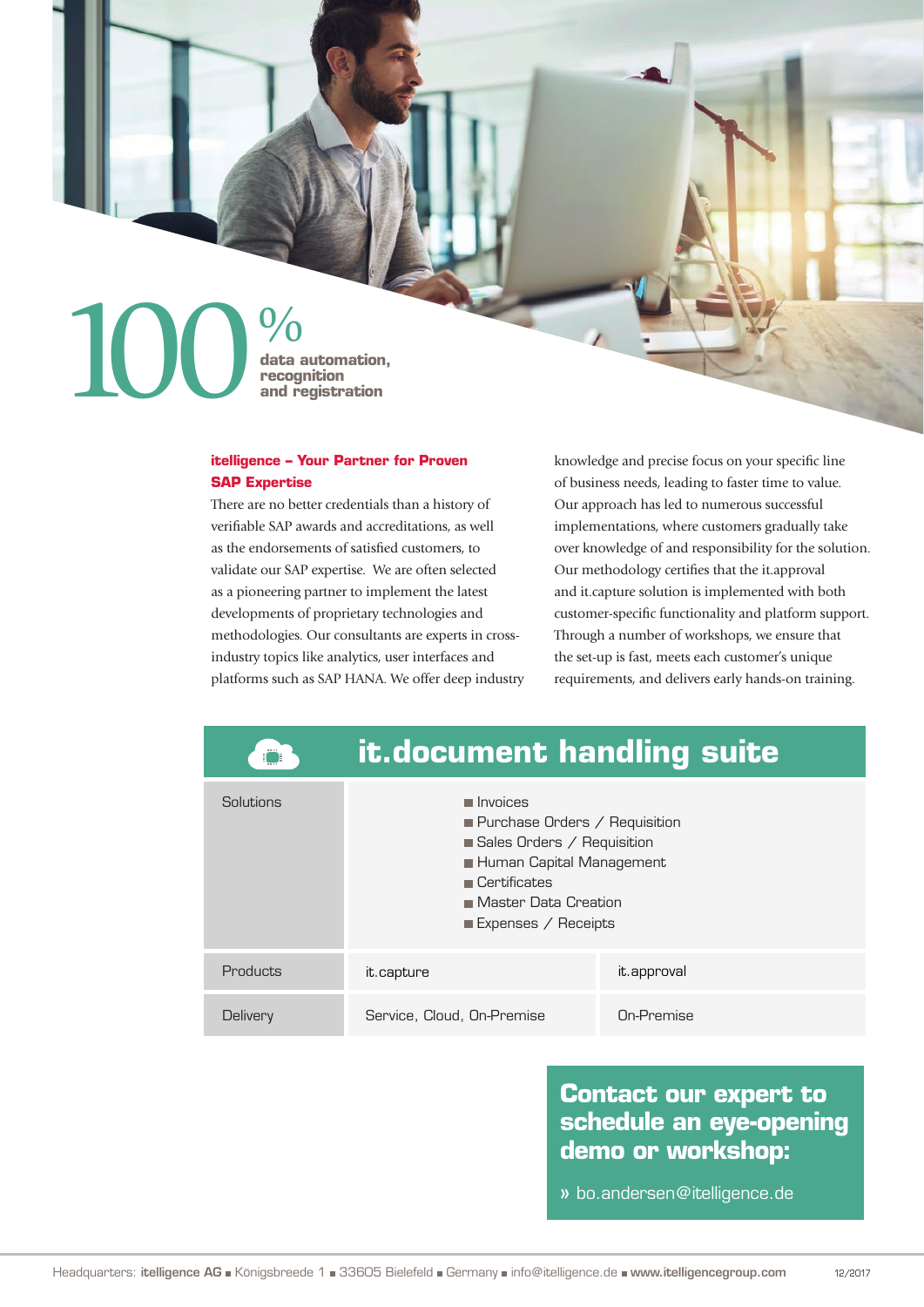100 %
**data automation, recognition and registration**

## itelligence – Your Partner for Proven SAP Expertise

There are no better credentials than a history of verifiable SAP awards and accreditations, as well as the endorsements of satisfied customers, to validate our SAP expertise. We are often selected as a pioneering partner to implement the latest developments of proprietary technologies and methodologies. Our consultants are experts in cross-industry topics like analytics, user interfaces and platforms such as SAP HANA. We offer deep industry knowledge and precise focus on your specific line of business needs, leading to faster time to value. Our approach has led to numerous successful implementations, where customers gradually take over knowledge of and responsibility for the solution. Our methodology certifies that the it.approval and it.capture solution is implemented with both customer-specific functionality and platform support. Through a number of workshops, we ensure that the set-up is fast, meets each customer's unique requirements, and delivers early hands-on training.

## it.document handling suite

| | | |
|---|---|---|
| Solutions | Invoices<br>Purchase Orders / Requisition<br>Sales Orders / Requisition<br>Human Capital Management<br>Certificates<br>Master Data Creation<br>Expenses / Receipts | |
| Products | it.capture | it.approval |
| Delivery | Service, Cloud, On-Premise | On-Premise |

**Contact our expert to schedule an eye-opening demo or workshop:**

» bo.andersen@itelligence.de

Headquarters: **itelligence AG** ■ Königsbreede 1 ■ 33605 Bielefeld ■ Germany ■ info@itelligence.de ■ **www.itelligencegroup.com** 12/2017